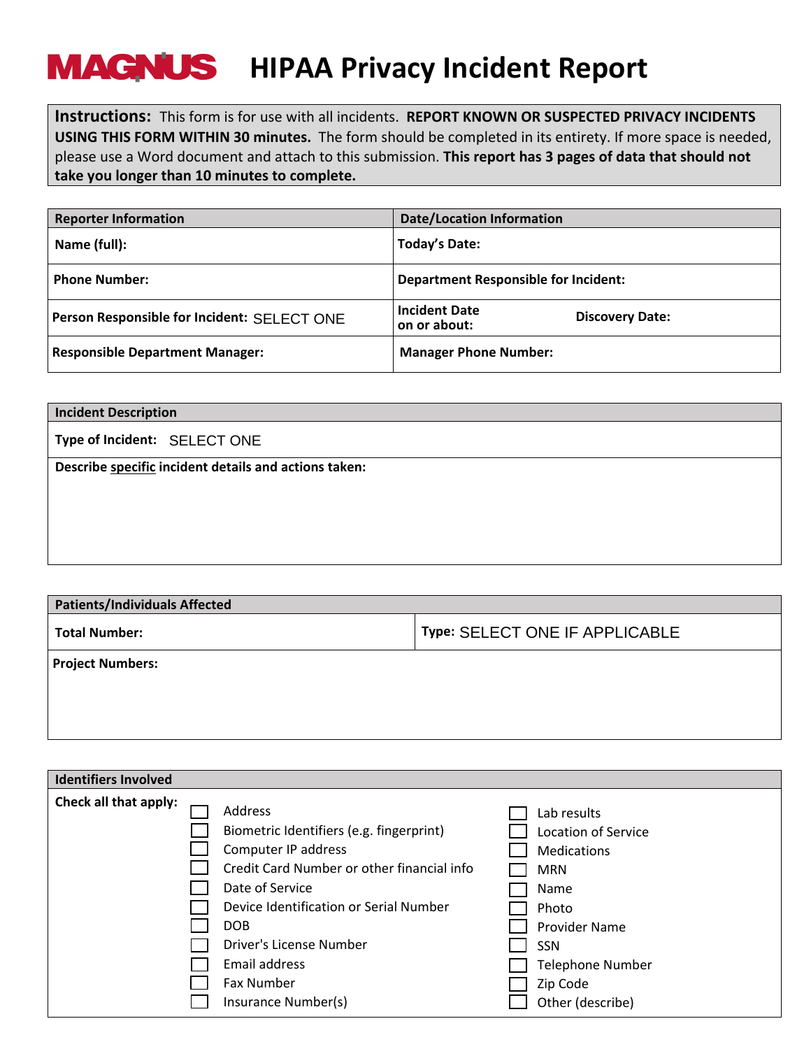# MAGNUS HIPAA Privacy Incident Report

**Instructions:** This form is for use with all incidents. **REPORT KNOWN OR SUSPECTED PRIVACY INCIDENTS USING THIS FORM WITHIN 30 minutes.** The form should be completed in its entirety. If more space is needed, please use a Word document and attach to this submission. **This report has 3 pages of data that should not take you longer than 10 minutes to complete.**

| Reporter Information | Date/Location Information | |
|---|---|---|
| **Name (full):** | **Today's Date:** | |
| **Phone Number:** | **Department Responsible for Incident:** | |
| **Person Responsible for Incident:** SELECT ONE | **Incident Date on or about:** | **Discovery Date:** |
| **Responsible Department Manager:** | **Manager Phone Number:** | |

| Incident Description |
|---|
| **Type of Incident:** SELECT ONE |
| **Describe specific incident details and actions taken:** |

| Patients/Individuals Affected | |
|---|---|
| **Total Number:** | **Type:** SELECT ONE IF APPLICABLE |
| **Project Numbers:** | |

**Identifiers Involved**

**Check all that apply:**

- ☐ Address
- ☐ Biometric Identifiers (e.g. fingerprint)
- ☐ Computer IP address
- ☐ Credit Card Number or other financial info
- ☐ Date of Service
- ☐ Device Identification or Serial Number
- ☐ DOB
- ☐ Driver's License Number
- ☐ Email address
- ☐ Fax Number
- ☐ Insurance Number(s)
- ☐ Lab results
- ☐ Location of Service
- ☐ Medications
- ☐ MRN
- ☐ Name
- ☐ Photo
- ☐ Provider Name
- ☐ SSN
- ☐ Telephone Number
- ☐ Zip Code
- ☐ Other (describe)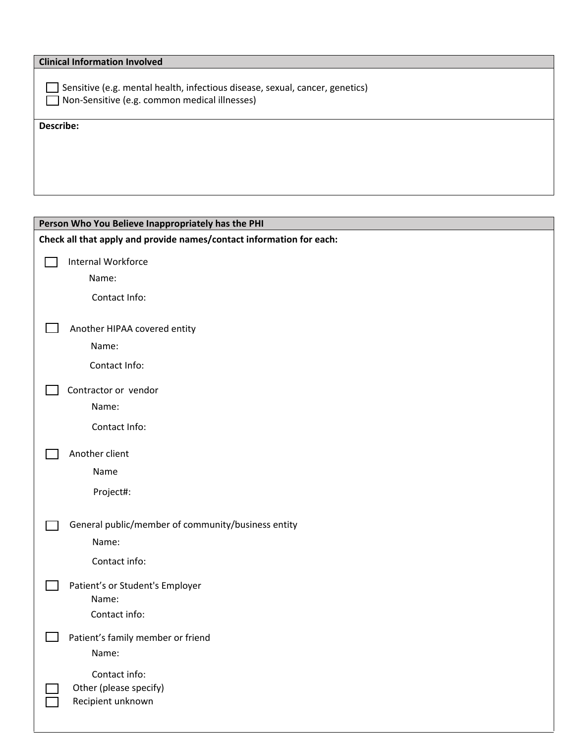## Clinical Information Involved

- ☐ Sensitive (e.g. mental health, infectious disease, sexual, cancer, genetics)
- ☐ Non-Sensitive (e.g. common medical illnesses)

**Describe:**

## Person Who You Believe Inappropriately has the PHI

**Check all that apply and provide names/contact information for each:**

☐ Internal Workforce

Name:

Contact Info:

☐ Another HIPAA covered entity

Name:

Contact Info:

☐ Contractor or vendor

Name:

Contact Info:

☐ Another client

Name

Project#:

☐ General public/member of community/business entity

Name:

Contact info:

☐ Patient's or Student's Employer

Name:

Contact info:

☐ Patient's family member or friend

Name:

Contact info:

☐ Other (please specify)

☐ Recipient unknown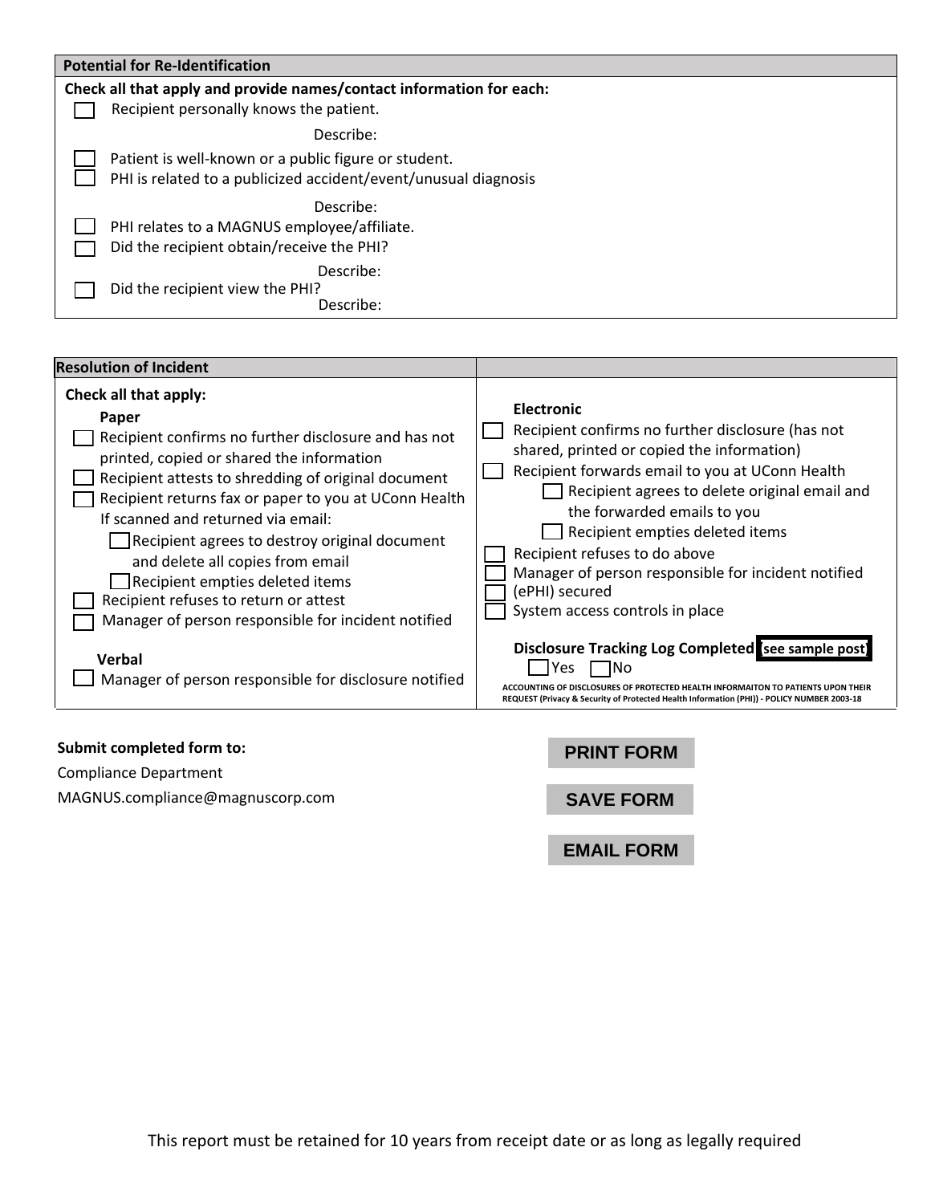## Potential for Re-Identification

**Check all that apply and provide names/contact information for each:**

- ☐ Recipient personally knows the patient.

  Describe:

- ☐ Patient is well-known or a public figure or student.
- ☐ PHI is related to a publicized accident/event/unusual diagnosis

  Describe:

- ☐ PHI relates to a MAGNUS employee/affiliate.
- ☐ Did the recipient obtain/receive the PHI?

  Describe:

- ☐ Did the recipient view the PHI?

  Describe:

## Resolution of Incident

**Check all that apply:**

**Paper**

- ☐ Recipient confirms no further disclosure and has not printed, copied or shared the information
- ☐ Recipient attests to shredding of original document
- ☐ Recipient returns fax or paper to you at UConn Health

  If scanned and returned via email:
  - ☐ Recipient agrees to destroy original document and delete all copies from email
  - ☐ Recipient empties deleted items
- ☐ Recipient refuses to return or attest
- ☐ Manager of person responsible for incident notified

**Verbal**

- ☐ Manager of person responsible for disclosure notified

**Electronic**

- ☐ Recipient confirms no further disclosure (has not shared, printed or copied the information)
- ☐ Recipient forwards email to you at UConn Health
  - ☐ Recipient agrees to delete original email and the forwarded emails to you
  - ☐ Recipient empties deleted items
- ☐ Recipient refuses to do above
- ☐ Manager of person responsible for incident notified
- ☐ (ePHI) secured
- ☐ System access controls in place

**Disclosure Tracking Log Completed** **(see sample post)**

☐ Yes ☐ No

ACCOUNTING OF DISCLOSURES OF PROTECTED HEALTH INFORMAITON TO PATIENTS UPON THEIR REQUEST (Privacy & Security of Protected Health Information (PHI)) - POLICY NUMBER 2003-18

**Submit completed form to:**

Compliance Department

MAGNUS.compliance@magnuscorp.com

PRINT FORM

SAVE FORM

EMAIL FORM

This report must be retained for 10 years from receipt date or as long as legally required